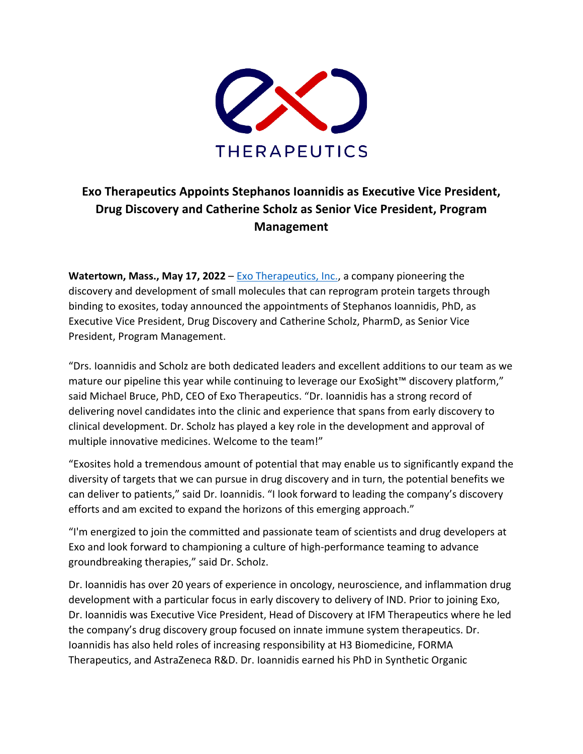# Exo Therapeutics Appoints Stephanos Ioannidis as Executive Vice President, Drug Discovery and Catherine Scholz as Senior Vice President, Program Management

**Watertown, Mass., May 17, 2022** – Exo Therapeutics, Inc., a company pioneering the discovery and development of small molecules that can reprogram protein targets through binding to exosites, today announced the appointments of Stephanos Ioannidis, PhD, as Executive Vice President, Drug Discovery and Catherine Scholz, PharmD, as Senior Vice President, Program Management.

"Drs. Ioannidis and Scholz are both dedicated leaders and excellent additions to our team as we mature our pipeline this year while continuing to leverage our ExoSight™ discovery platform," said Michael Bruce, PhD, CEO of Exo Therapeutics. "Dr. Ioannidis has a strong record of delivering novel candidates into the clinic and experience that spans from early discovery to clinical development. Dr. Scholz has played a key role in the development and approval of multiple innovative medicines. Welcome to the team!"

"Exosites hold a tremendous amount of potential that may enable us to significantly expand the diversity of targets that we can pursue in drug discovery and in turn, the potential benefits we can deliver to patients," said Dr. Ioannidis. "I look forward to leading the company's discovery efforts and am excited to expand the horizons of this emerging approach."

"I'm energized to join the committed and passionate team of scientists and drug developers at Exo and look forward to championing a culture of high-performance teaming to advance groundbreaking therapies," said Dr. Scholz.

Dr. Ioannidis has over 20 years of experience in oncology, neuroscience, and inflammation drug development with a particular focus in early discovery to delivery of IND. Prior to joining Exo, Dr. Ioannidis was Executive Vice President, Head of Discovery at IFM Therapeutics where he led the company's drug discovery group focused on innate immune system therapeutics. Dr. Ioannidis has also held roles of increasing responsibility at H3 Biomedicine, FORMA Therapeutics, and AstraZeneca R&D. Dr. Ioannidis earned his PhD in Synthetic Organic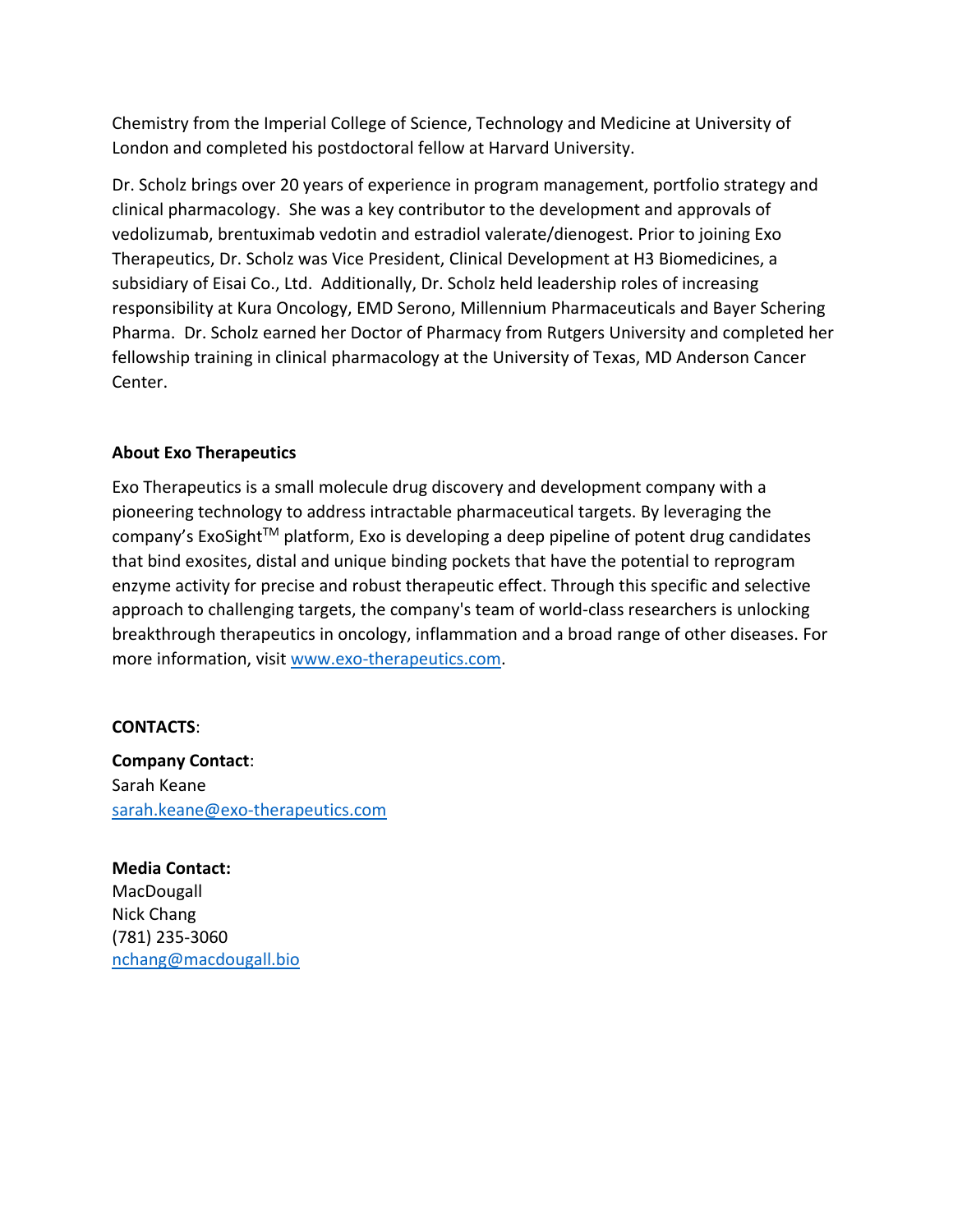Chemistry from the Imperial College of Science, Technology and Medicine at University of London and completed his postdoctoral fellow at Harvard University.

Dr. Scholz brings over 20 years of experience in program management, portfolio strategy and clinical pharmacology. She was a key contributor to the development and approvals of vedolizumab, brentuximab vedotin and estradiol valerate/dienogest. Prior to joining Exo Therapeutics, Dr. Scholz was Vice President, Clinical Development at H3 Biomedicines, a subsidiary of Eisai Co., Ltd. Additionally, Dr. Scholz held leadership roles of increasing responsibility at Kura Oncology, EMD Serono, Millennium Pharmaceuticals and Bayer Schering Pharma. Dr. Scholz earned her Doctor of Pharmacy from Rutgers University and completed her fellowship training in clinical pharmacology at the University of Texas, MD Anderson Cancer Center.

**About Exo Therapeutics**

Exo Therapeutics is a small molecule drug discovery and development company with a pioneering technology to address intractable pharmaceutical targets. By leveraging the company's ExoSight™ platform, Exo is developing a deep pipeline of potent drug candidates that bind exosites, distal and unique binding pockets that have the potential to reprogram enzyme activity for precise and robust therapeutic effect. Through this specific and selective approach to challenging targets, the company's team of world-class researchers is unlocking breakthrough therapeutics in oncology, inflammation and a broad range of other diseases. For more information, visit www.exo-therapeutics.com.

**CONTACTS**:

**Company Contact**:
Sarah Keane
sarah.keane@exo-therapeutics.com

**Media Contact:**
MacDougall
Nick Chang
(781) 235-3060
nchang@macdougall.bio